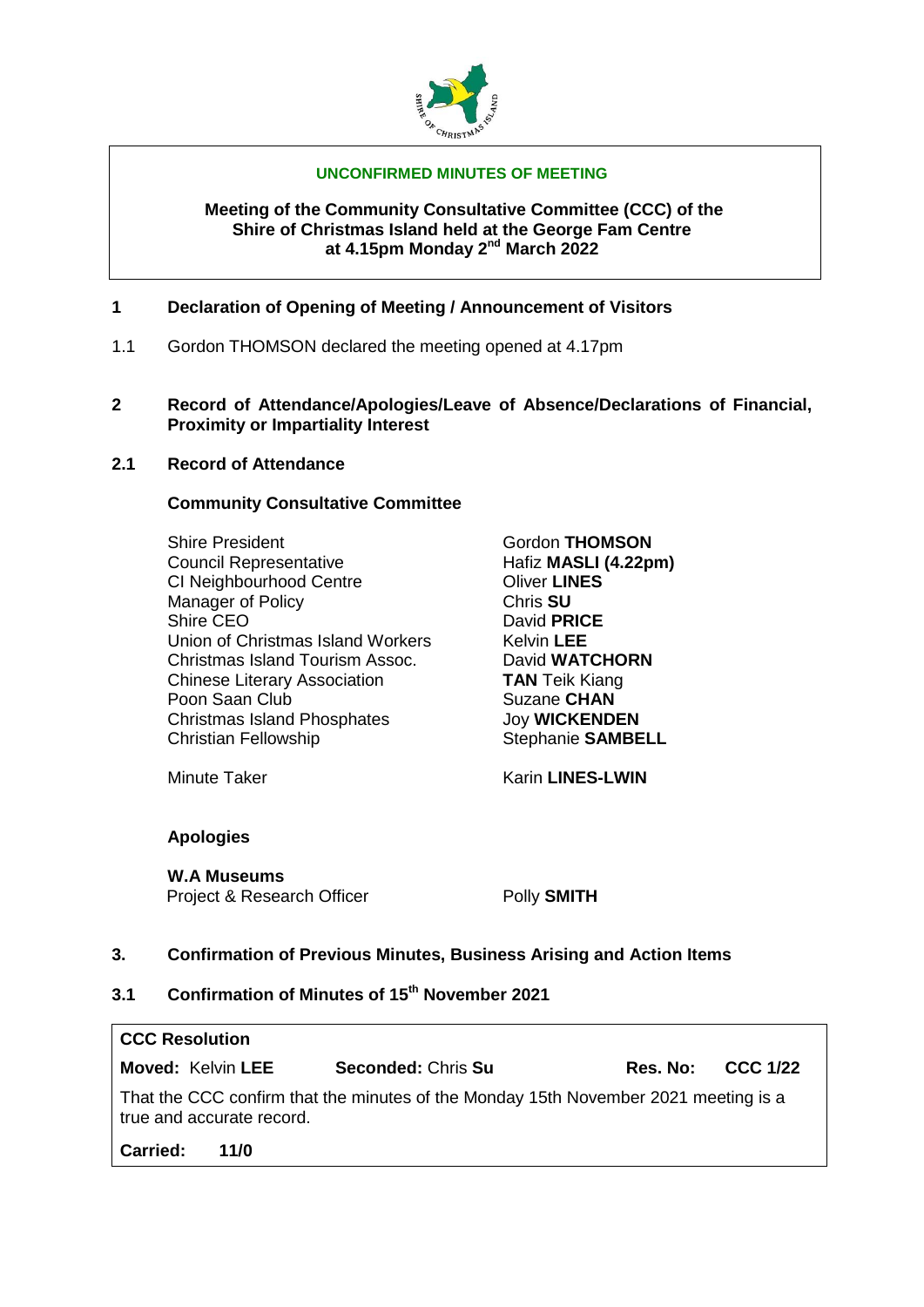**UNCONFIRMED MINUTES OF MEETING**

**Meeting of the Community Consultative Committee (CCC) of the Shire of Christmas Island held at the George Fam Centre at 4.15pm Monday 2nd March 2022**

## 1 Declaration of Opening of Meeting / Announcement of Visitors

1.1 Gordon THOMSON declared the meeting opened at 4.17pm

## 2 Record of Attendance/Apologies/Leave of Absence/Declarations of Financial, Proximity or Impartiality Interest

### 2.1 Record of Attendance

**Community Consultative Committee**

| | |
|---|---|
| Shire President | Gordon **THOMSON** |
| Council Representative | Hafiz **MASLI (4.22pm)** |
| CI Neighbourhood Centre | Oliver **LINES** |
| Manager of Policy | Chris **SU** |
| Shire CEO | David **PRICE** |
| Union of Christmas Island Workers | Kelvin **LEE** |
| Christmas Island Tourism Assoc. | David **WATCHORN** |
| Chinese Literary Association | **TAN** Teik Kiang |
| Poon Saan Club | Suzane **CHAN** |
| Christmas Island Phosphates | Joy **WICKENDEN** |
| Christian Fellowship | Stephanie **SAMBELL** |
| | |
| Minute Taker | Karin **LINES-LWIN** |

**Apologies**

**W.A Museums**

| | |
|---|---|
| Project & Research Officer | Polly **SMITH** |

## 3. Confirmation of Previous Minutes, Business Arising and Action Items

### 3.1 Confirmation of Minutes of 15th November 2021

**CCC Resolution**

**Moved:** Kelvin **LEE** **Seconded:** Chris **Su** **Res. No: CCC 1/22**

That the CCC confirm that the minutes of the Monday 15th November 2021 meeting is a true and accurate record.

**Carried: 11/0**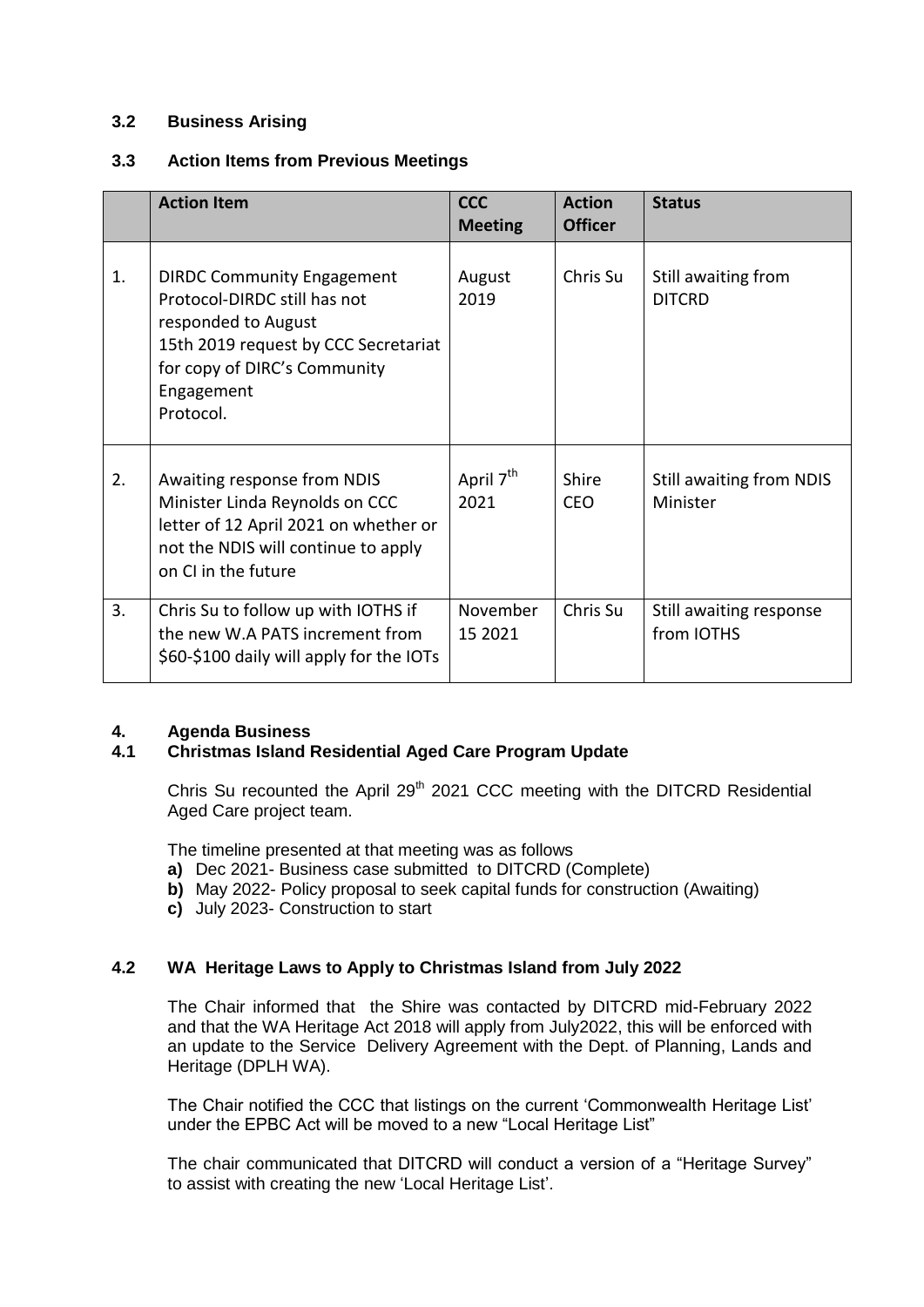### 3.2 Business Arising

### 3.3 Action Items from Previous Meetings

| | Action Item | CCC Meeting | Action Officer | Status |
|---|---|---|---|---|
| 1. | DIRDC Community Engagement Protocol-DIRDC still has not responded to August 15th 2019 request by CCC Secretariat for copy of DIRC's Community Engagement Protocol. | August 2019 | Chris Su | Still awaiting from DITCRD |
| 2. | Awaiting response from NDIS Minister Linda Reynolds on CCC letter of 12 April 2021 on whether or not the NDIS will continue to apply on CI in the future | April 7th 2021 | Shire CEO | Still awaiting from NDIS Minister |
| 3. | Chris Su to follow up with IOTHS if the new W.A PATS increment from $60-$100 daily will apply for the IOTs | November 15 2021 | Chris Su | Still awaiting response from IOTHS |

## 4. Agenda Business

### 4.1 Christmas Island Residential Aged Care Program Update

Chris Su recounted the April 29th 2021 CCC meeting with the DITCRD Residential Aged Care project team.

The timeline presented at that meeting was as follows

**a)** Dec 2021- Business case submitted to DITCRD (Complete)
**b)** May 2022- Policy proposal to seek capital funds for construction (Awaiting)
**c)** July 2023- Construction to start

### 4.2 WA Heritage Laws to Apply to Christmas Island from July 2022

The Chair informed that the Shire was contacted by DITCRD mid-February 2022 and that the WA Heritage Act 2018 will apply from July2022, this will be enforced with an update to the Service Delivery Agreement with the Dept. of Planning, Lands and Heritage (DPLH WA).

The Chair notified the CCC that listings on the current 'Commonwealth Heritage List' under the EPBC Act will be moved to a new "Local Heritage List"

The chair communicated that DITCRD will conduct a version of a "Heritage Survey" to assist with creating the new 'Local Heritage List'.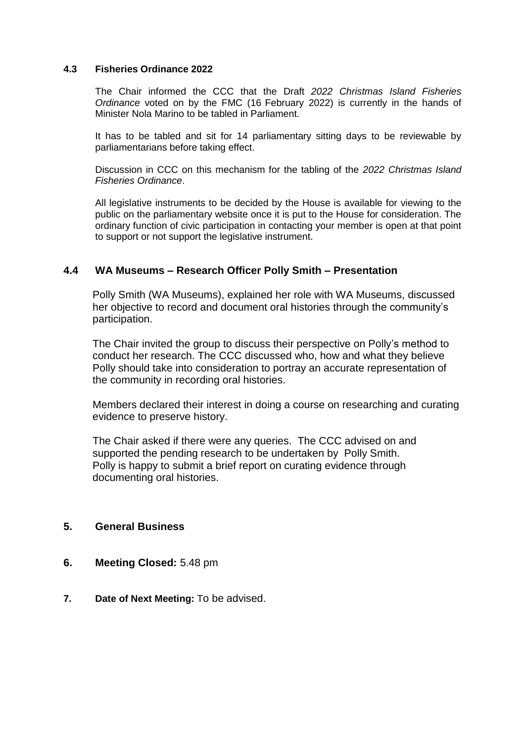### 4.3 Fisheries Ordinance 2022

The Chair informed the CCC that the Draft *2022 Christmas Island Fisheries Ordinance* voted on by the FMC (16 February 2022) is currently in the hands of Minister Nola Marino to be tabled in Parliament.

It has to be tabled and sit for 14 parliamentary sitting days to be reviewable by parliamentarians before taking effect.

Discussion in CCC on this mechanism for the tabling of the *2022 Christmas Island Fisheries Ordinance*.

All legislative instruments to be decided by the House is available for viewing to the public on the parliamentary website once it is put to the House for consideration. The ordinary function of civic participation in contacting your member is open at that point to support or not support the legislative instrument.

### 4.4 WA Museums – Research Officer Polly Smith – Presentation

Polly Smith (WA Museums), explained her role with WA Museums, discussed her objective to record and document oral histories through the community's participation.

The Chair invited the group to discuss their perspective on Polly's method to conduct her research. The CCC discussed who, how and what they believe Polly should take into consideration to portray an accurate representation of the community in recording oral histories.

Members declared their interest in doing a course on researching and curating evidence to preserve history.

The Chair asked if there were any queries. The CCC advised on and supported the pending research to be undertaken by Polly Smith. Polly is happy to submit a brief report on curating evidence through documenting oral histories.

## 5. General Business

## 6. Meeting Closed: 5.48 pm

**7. Date of Next Meeting:** To be advised.